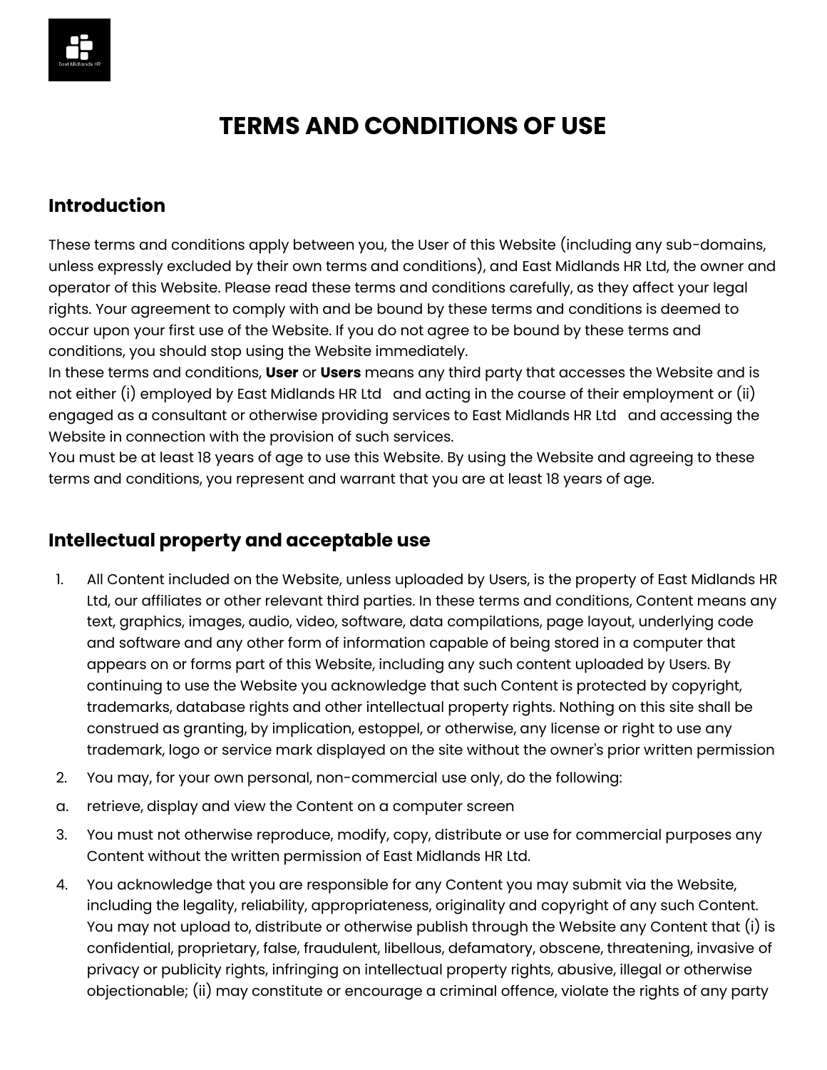# TERMS AND CONDITIONS OF USE

## Introduction

These terms and conditions apply between you, the User of this Website (including any sub-domains, unless expressly excluded by their own terms and conditions), and East Midlands HR Ltd, the owner and operator of this Website. Please read these terms and conditions carefully, as they affect your legal rights. Your agreement to comply with and be bound by these terms and conditions is deemed to occur upon your first use of the Website. If you do not agree to be bound by these terms and conditions, you should stop using the Website immediately.

In these terms and conditions, **User** or **Users** means any third party that accesses the Website and is not either (i) employed by East Midlands HR Ltd and acting in the course of their employment or (ii) engaged as a consultant or otherwise providing services to East Midlands HR Ltd and accessing the Website in connection with the provision of such services.

You must be at least 18 years of age to use this Website. By using the Website and agreeing to these terms and conditions, you represent and warrant that you are at least 18 years of age.

## Intellectual property and acceptable use

1. All Content included on the Website, unless uploaded by Users, is the property of East Midlands HR Ltd, our affiliates or other relevant third parties. In these terms and conditions, Content means any text, graphics, images, audio, video, software, data compilations, page layout, underlying code and software and any other form of information capable of being stored in a computer that appears on or forms part of this Website, including any such content uploaded by Users. By continuing to use the Website you acknowledge that such Content is protected by copyright, trademarks, database rights and other intellectual property rights. Nothing on this site shall be construed as granting, by implication, estoppel, or otherwise, any license or right to use any trademark, logo or service mark displayed on the site without the owner's prior written permission
2. You may, for your own personal, non-commercial use only, do the following:

a. retrieve, display and view the Content on a computer screen

3. You must not otherwise reproduce, modify, copy, distribute or use for commercial purposes any Content without the written permission of East Midlands HR Ltd.
4. You acknowledge that you are responsible for any Content you may submit via the Website, including the legality, reliability, appropriateness, originality and copyright of any such Content. You may not upload to, distribute or otherwise publish through the Website any Content that (i) is confidential, proprietary, false, fraudulent, libellous, defamatory, obscene, threatening, invasive of privacy or publicity rights, infringing on intellectual property rights, abusive, illegal or otherwise objectionable; (ii) may constitute or encourage a criminal offence, violate the rights of any party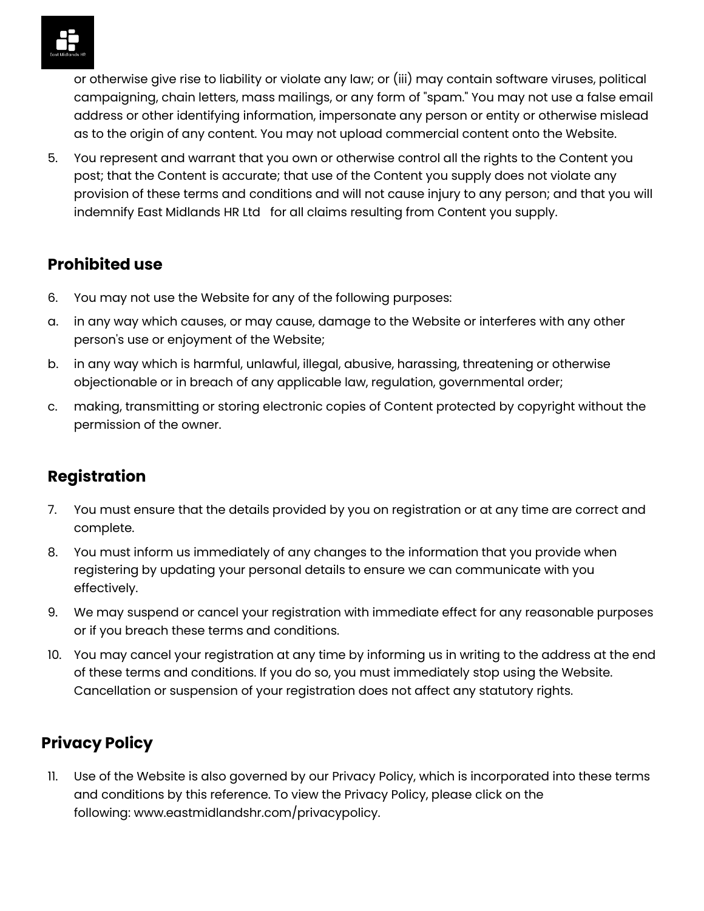or otherwise give rise to liability or violate any law; or (iii) may contain software viruses, political campaigning, chain letters, mass mailings, or any form of "spam." You may not use a false email address or other identifying information, impersonate any person or entity or otherwise mislead as to the origin of any content. You may not upload commercial content onto the Website.

5. You represent and warrant that you own or otherwise control all the rights to the Content you post; that the Content is accurate; that use of the Content you supply does not violate any provision of these terms and conditions and will not cause injury to any person; and that you will indemnify East Midlands HR Ltd for all claims resulting from Content you supply.

## Prohibited use

6. You may not use the Website for any of the following purposes:

a. in any way which causes, or may cause, damage to the Website or interferes with any other person's use or enjoyment of the Website;

b. in any way which is harmful, unlawful, illegal, abusive, harassing, threatening or otherwise objectionable or in breach of any applicable law, regulation, governmental order;

c. making, transmitting or storing electronic copies of Content protected by copyright without the permission of the owner.

## Registration

7. You must ensure that the details provided by you on registration or at any time are correct and complete.

8. You must inform us immediately of any changes to the information that you provide when registering by updating your personal details to ensure we can communicate with you effectively.

9. We may suspend or cancel your registration with immediate effect for any reasonable purposes or if you breach these terms and conditions.

10. You may cancel your registration at any time by informing us in writing to the address at the end of these terms and conditions. If you do so, you must immediately stop using the Website. Cancellation or suspension of your registration does not affect any statutory rights.

## Privacy Policy

11. Use of the Website is also governed by our Privacy Policy, which is incorporated into these terms and conditions by this reference. To view the Privacy Policy, please click on the following: www.eastmidlandshr.com/privacypolicy.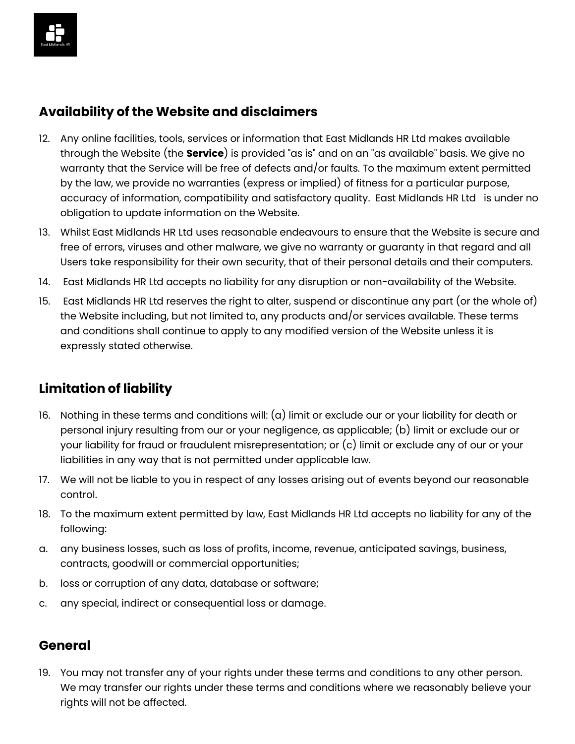## Availability of the Website and disclaimers

12. Any online facilities, tools, services or information that East Midlands HR Ltd makes available through the Website (the **Service**) is provided "as is" and on an "as available" basis. We give no warranty that the Service will be free of defects and/or faults. To the maximum extent permitted by the law, we provide no warranties (express or implied) of fitness for a particular purpose, accuracy of information, compatibility and satisfactory quality. East Midlands HR Ltd is under no obligation to update information on the Website.
13. Whilst East Midlands HR Ltd uses reasonable endeavours to ensure that the Website is secure and free of errors, viruses and other malware, we give no warranty or guaranty in that regard and all Users take responsibility for their own security, that of their personal details and their computers.
14. East Midlands HR Ltd accepts no liability for any disruption or non-availability of the Website.
15. East Midlands HR Ltd reserves the right to alter, suspend or discontinue any part (or the whole of) the Website including, but not limited to, any products and/or services available. These terms and conditions shall continue to apply to any modified version of the Website unless it is expressly stated otherwise.

## Limitation of liability

16. Nothing in these terms and conditions will: (a) limit or exclude our or your liability for death or personal injury resulting from our or your negligence, as applicable; (b) limit or exclude our or your liability for fraud or fraudulent misrepresentation; or (c) limit or exclude any of our or your liabilities in any way that is not permitted under applicable law.
17. We will not be liable to you in respect of any losses arising out of events beyond our reasonable control.
18. To the maximum extent permitted by law, East Midlands HR Ltd accepts no liability for any of the following:

a. any business losses, such as loss of profits, income, revenue, anticipated savings, business, contracts, goodwill or commercial opportunities;

b. loss or corruption of any data, database or software;

c. any special, indirect or consequential loss or damage.

## General

19. You may not transfer any of your rights under these terms and conditions to any other person. We may transfer our rights under these terms and conditions where we reasonably believe your rights will not be affected.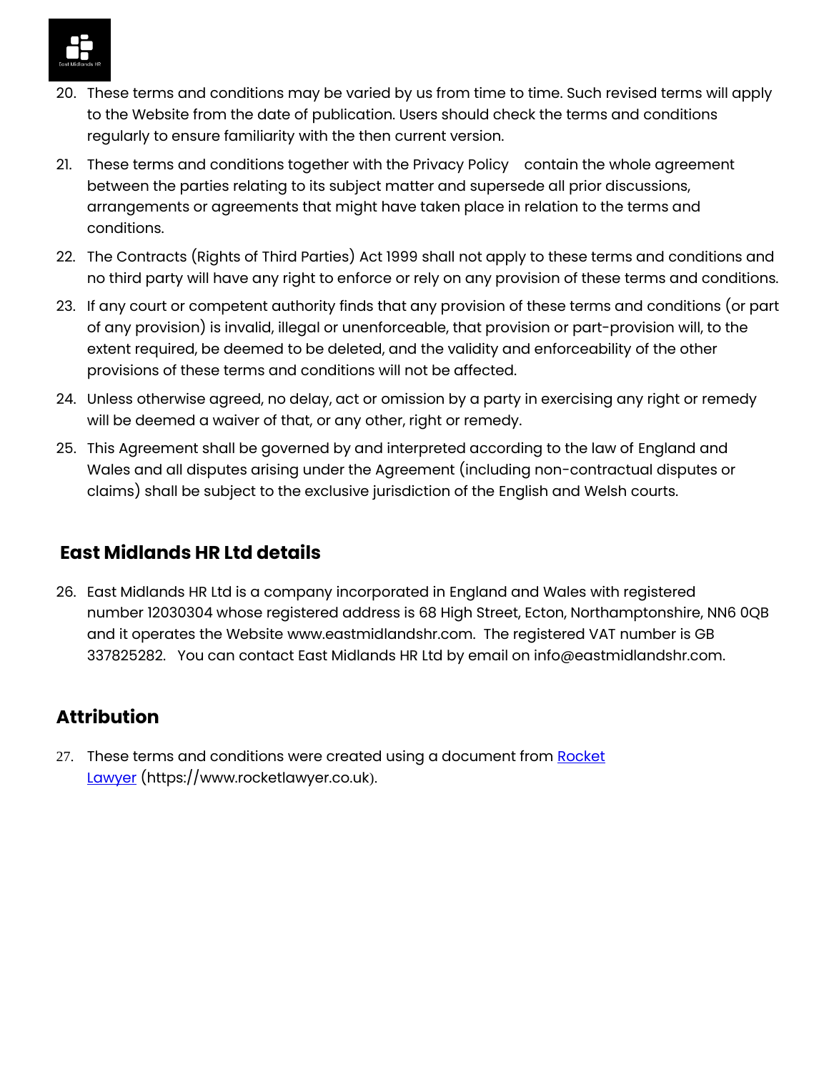20. These terms and conditions may be varied by us from time to time. Such revised terms will apply to the Website from the date of publication. Users should check the terms and conditions regularly to ensure familiarity with the then current version.

21. These terms and conditions together with the Privacy Policy contain the whole agreement between the parties relating to its subject matter and supersede all prior discussions, arrangements or agreements that might have taken place in relation to the terms and conditions.

22. The Contracts (Rights of Third Parties) Act 1999 shall not apply to these terms and conditions and no third party will have any right to enforce or rely on any provision of these terms and conditions.

23. If any court or competent authority finds that any provision of these terms and conditions (or part of any provision) is invalid, illegal or unenforceable, that provision or part-provision will, to the extent required, be deemed to be deleted, and the validity and enforceability of the other provisions of these terms and conditions will not be affected.

24. Unless otherwise agreed, no delay, act or omission by a party in exercising any right or remedy will be deemed a waiver of that, or any other, right or remedy.

25. This Agreement shall be governed by and interpreted according to the law of England and Wales and all disputes arising under the Agreement (including non-contractual disputes or claims) shall be subject to the exclusive jurisdiction of the English and Welsh courts.

## East Midlands HR Ltd details

26. East Midlands HR Ltd is a company incorporated in England and Wales with registered number 12030304 whose registered address is 68 High Street, Ecton, Northamptonshire, NN6 0QB and it operates the Website www.eastmidlandshr.com. The registered VAT number is GB 337825282. You can contact East Midlands HR Ltd by email on info@eastmidlandshr.com.

## Attribution

27. These terms and conditions were created using a document from [Rocket Lawyer](https://www.rocketlawyer.co.uk) (https://www.rocketlawyer.co.uk).